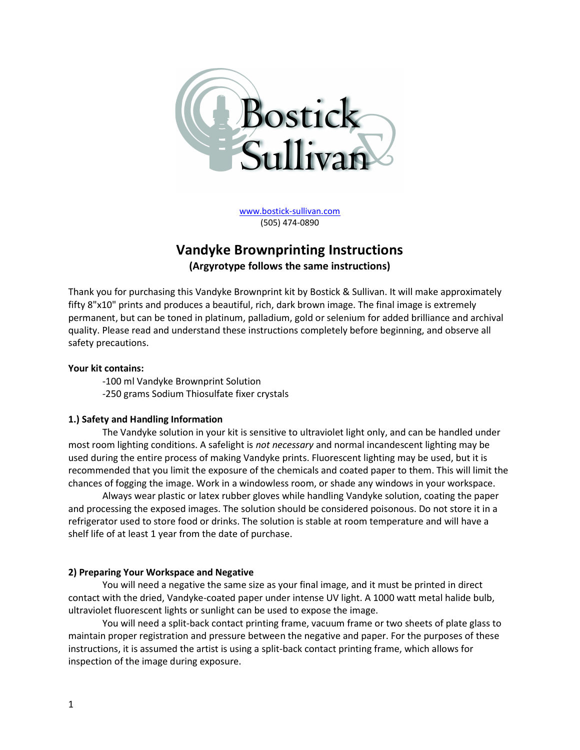Bostick Sullivan

www.bostick-sullivan.com
(505) 474-0890

# Vandyke Brownprinting Instructions

**(Argyrotype follows the same instructions)**

Thank you for purchasing this Vandyke Brownprint kit by Bostick & Sullivan. It will make approximately fifty 8"x10" prints and produces a beautiful, rich, dark brown image. The final image is extremely permanent, but can be toned in platinum, palladium, gold or selenium for added brilliance and archival quality. Please read and understand these instructions completely before beginning, and observe all safety precautions.

**Your kit contains:**

-100 ml Vandyke Brownprint Solution
-250 grams Sodium Thiosulfate fixer crystals

**1.) Safety and Handling Information**

The Vandyke solution in your kit is sensitive to ultraviolet light only, and can be handled under most room lighting conditions. A safelight is *not necessary* and normal incandescent lighting may be used during the entire process of making Vandyke prints. Fluorescent lighting may be used, but it is recommended that you limit the exposure of the chemicals and coated paper to them. This will limit the chances of fogging the image. Work in a windowless room, or shade any windows in your workspace.

Always wear plastic or latex rubber gloves while handling Vandyke solution, coating the paper and processing the exposed images. The solution should be considered poisonous. Do not store it in a refrigerator used to store food or drinks. The solution is stable at room temperature and will have a shelf life of at least 1 year from the date of purchase.

**2) Preparing Your Workspace and Negative**

You will need a negative the same size as your final image, and it must be printed in direct contact with the dried, Vandyke-coated paper under intense UV light. A 1000 watt metal halide bulb, ultraviolet fluorescent lights or sunlight can be used to expose the image.

You will need a split-back contact printing frame, vacuum frame or two sheets of plate glass to maintain proper registration and pressure between the negative and paper. For the purposes of these instructions, it is assumed the artist is using a split-back contact printing frame, which allows for inspection of the image during exposure.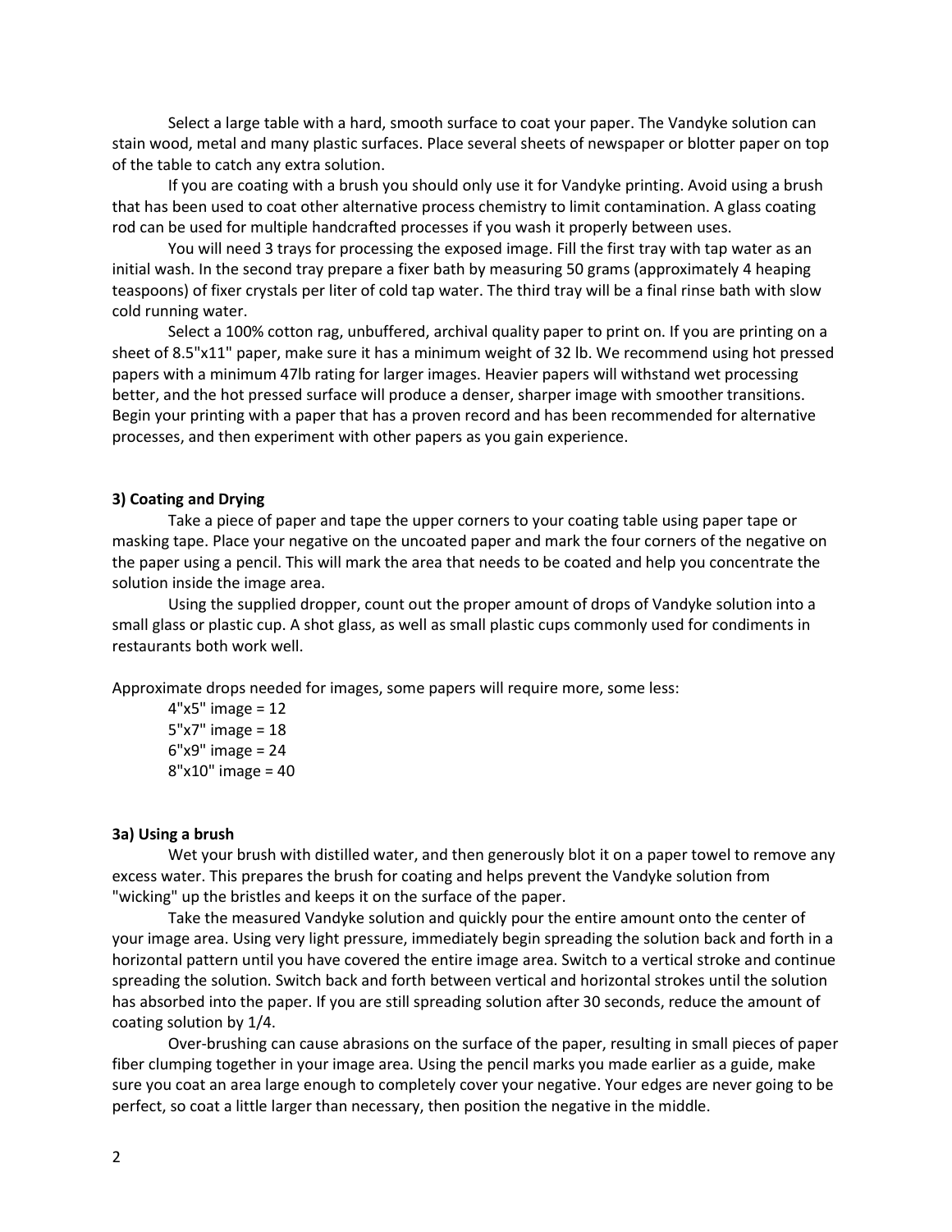Select a large table with a hard, smooth surface to coat your paper. The Vandyke solution can stain wood, metal and many plastic surfaces. Place several sheets of newspaper or blotter paper on top of the table to catch any extra solution.

If you are coating with a brush you should only use it for Vandyke printing. Avoid using a brush that has been used to coat other alternative process chemistry to limit contamination. A glass coating rod can be used for multiple handcrafted processes if you wash it properly between uses.

You will need 3 trays for processing the exposed image. Fill the first tray with tap water as an initial wash. In the second tray prepare a fixer bath by measuring 50 grams (approximately 4 heaping teaspoons) of fixer crystals per liter of cold tap water. The third tray will be a final rinse bath with slow cold running water.

Select a 100% cotton rag, unbuffered, archival quality paper to print on. If you are printing on a sheet of 8.5"x11" paper, make sure it has a minimum weight of 32 lb. We recommend using hot pressed papers with a minimum 47lb rating for larger images. Heavier papers will withstand wet processing better, and the hot pressed surface will produce a denser, sharper image with smoother transitions. Begin your printing with a paper that has a proven record and has been recommended for alternative processes, and then experiment with other papers as you gain experience.

### 3) Coating and Drying

Take a piece of paper and tape the upper corners to your coating table using paper tape or masking tape. Place your negative on the uncoated paper and mark the four corners of the negative on the paper using a pencil. This will mark the area that needs to be coated and help you concentrate the solution inside the image area.

Using the supplied dropper, count out the proper amount of drops of Vandyke solution into a small glass or plastic cup. A shot glass, as well as small plastic cups commonly used for condiments in restaurants both work well.

Approximate drops needed for images, some papers will require more, some less:

4"x5" image = 12
5"x7" image = 18
6"x9" image = 24
8"x10" image = 40

### 3a) Using a brush

Wet your brush with distilled water, and then generously blot it on a paper towel to remove any excess water. This prepares the brush for coating and helps prevent the Vandyke solution from "wicking" up the bristles and keeps it on the surface of the paper.

Take the measured Vandyke solution and quickly pour the entire amount onto the center of your image area. Using very light pressure, immediately begin spreading the solution back and forth in a horizontal pattern until you have covered the entire image area. Switch to a vertical stroke and continue spreading the solution. Switch back and forth between vertical and horizontal strokes until the solution has absorbed into the paper. If you are still spreading solution after 30 seconds, reduce the amount of coating solution by 1/4.

Over-brushing can cause abrasions on the surface of the paper, resulting in small pieces of paper fiber clumping together in your image area. Using the pencil marks you made earlier as a guide, make sure you coat an area large enough to completely cover your negative. Your edges are never going to be perfect, so coat a little larger than necessary, then position the negative in the middle.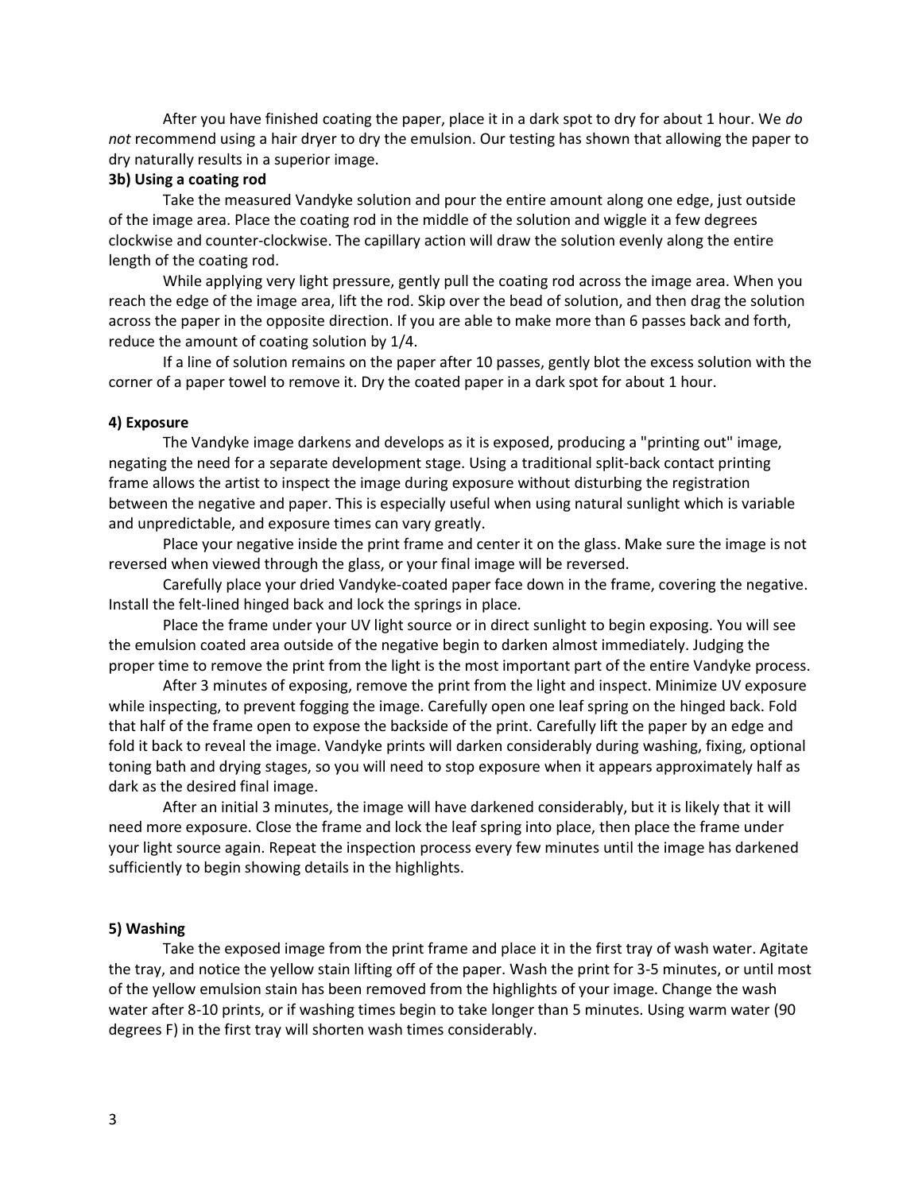After you have finished coating the paper, place it in a dark spot to dry for about 1 hour. We *do not* recommend using a hair dryer to dry the emulsion. Our testing has shown that allowing the paper to dry naturally results in a superior image.

**3b) Using a coating rod**

Take the measured Vandyke solution and pour the entire amount along one edge, just outside of the image area. Place the coating rod in the middle of the solution and wiggle it a few degrees clockwise and counter-clockwise. The capillary action will draw the solution evenly along the entire length of the coating rod.

While applying very light pressure, gently pull the coating rod across the image area. When you reach the edge of the image area, lift the rod. Skip over the bead of solution, and then drag the solution across the paper in the opposite direction. If you are able to make more than 6 passes back and forth, reduce the amount of coating solution by 1/4.

If a line of solution remains on the paper after 10 passes, gently blot the excess solution with the corner of a paper towel to remove it. Dry the coated paper in a dark spot for about 1 hour.

**4) Exposure**

The Vandyke image darkens and develops as it is exposed, producing a "printing out" image, negating the need for a separate development stage. Using a traditional split-back contact printing frame allows the artist to inspect the image during exposure without disturbing the registration between the negative and paper. This is especially useful when using natural sunlight which is variable and unpredictable, and exposure times can vary greatly.

Place your negative inside the print frame and center it on the glass. Make sure the image is not reversed when viewed through the glass, or your final image will be reversed.

Carefully place your dried Vandyke-coated paper face down in the frame, covering the negative. Install the felt-lined hinged back and lock the springs in place.

Place the frame under your UV light source or in direct sunlight to begin exposing. You will see the emulsion coated area outside of the negative begin to darken almost immediately. Judging the proper time to remove the print from the light is the most important part of the entire Vandyke process.

After 3 minutes of exposing, remove the print from the light and inspect. Minimize UV exposure while inspecting, to prevent fogging the image. Carefully open one leaf spring on the hinged back. Fold that half of the frame open to expose the backside of the print. Carefully lift the paper by an edge and fold it back to reveal the image. Vandyke prints will darken considerably during washing, fixing, optional toning bath and drying stages, so you will need to stop exposure when it appears approximately half as dark as the desired final image.

After an initial 3 minutes, the image will have darkened considerably, but it is likely that it will need more exposure. Close the frame and lock the leaf spring into place, then place the frame under your light source again. Repeat the inspection process every few minutes until the image has darkened sufficiently to begin showing details in the highlights.

**5) Washing**

Take the exposed image from the print frame and place it in the first tray of wash water. Agitate the tray, and notice the yellow stain lifting off of the paper. Wash the print for 3-5 minutes, or until most of the yellow emulsion stain has been removed from the highlights of your image. Change the wash water after 8-10 prints, or if washing times begin to take longer than 5 minutes. Using warm water (90 degrees F) in the first tray will shorten wash times considerably.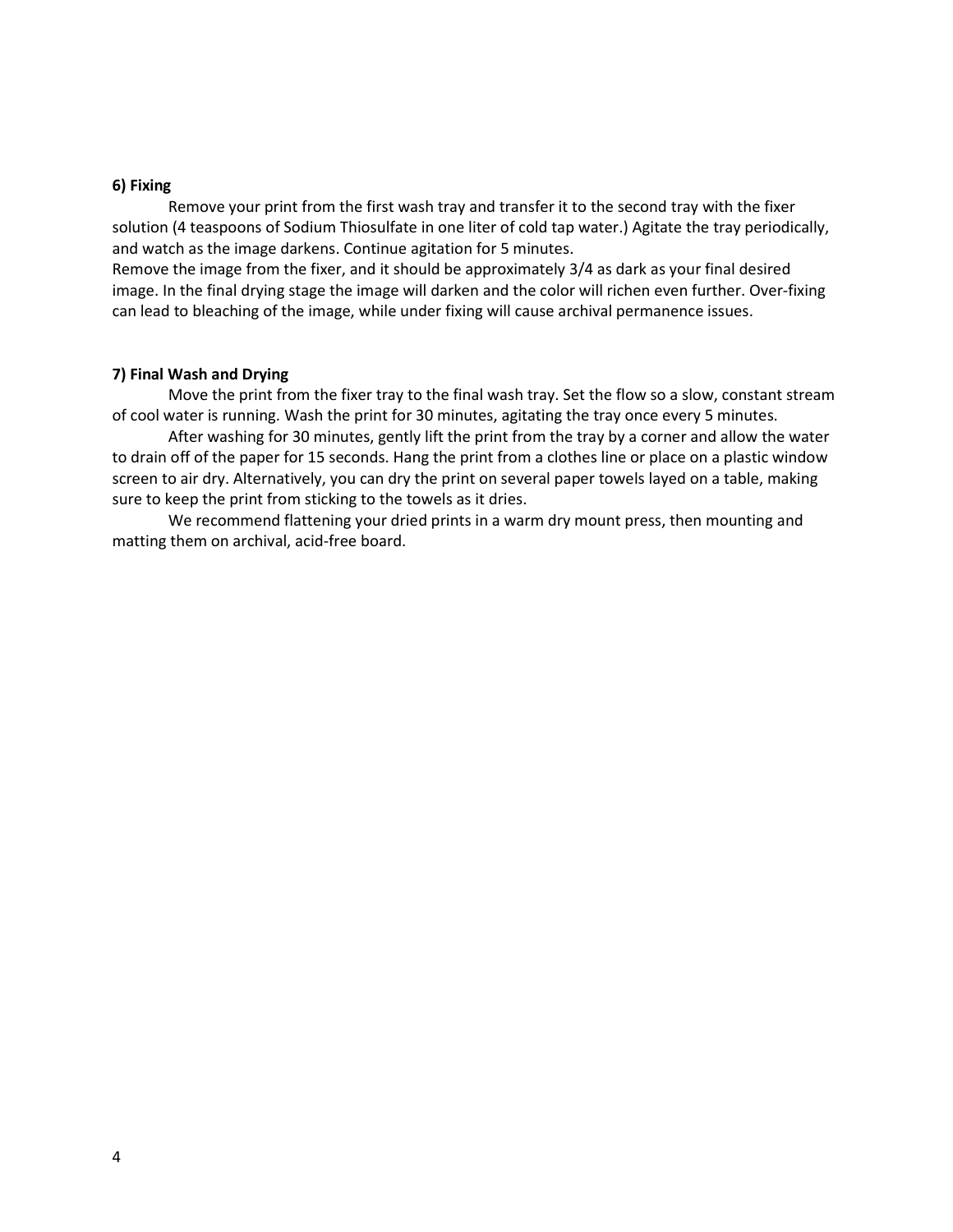**6) Fixing**

Remove your print from the first wash tray and transfer it to the second tray with the fixer solution (4 teaspoons of Sodium Thiosulfate in one liter of cold tap water.) Agitate the tray periodically, and watch as the image darkens. Continue agitation for 5 minutes.

Remove the image from the fixer, and it should be approximately 3/4 as dark as your final desired image. In the final drying stage the image will darken and the color will richen even further. Over-fixing can lead to bleaching of the image, while under fixing will cause archival permanence issues.

**7) Final Wash and Drying**

Move the print from the fixer tray to the final wash tray. Set the flow so a slow, constant stream of cool water is running. Wash the print for 30 minutes, agitating the tray once every 5 minutes.

After washing for 30 minutes, gently lift the print from the tray by a corner and allow the water to drain off of the paper for 15 seconds. Hang the print from a clothes line or place on a plastic window screen to air dry. Alternatively, you can dry the print on several paper towels layed on a table, making sure to keep the print from sticking to the towels as it dries.

We recommend flattening your dried prints in a warm dry mount press, then mounting and matting them on archival, acid-free board.